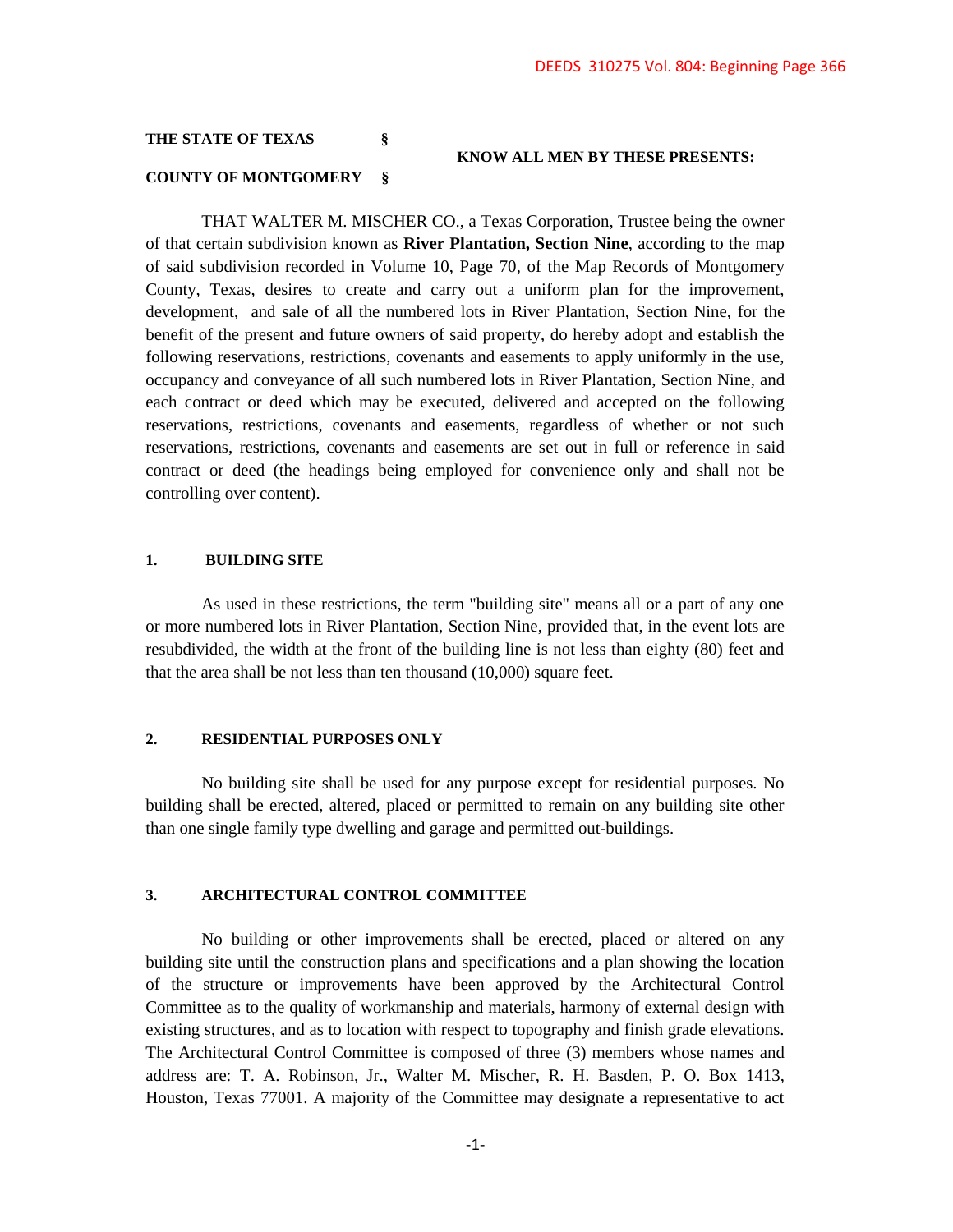DEEDS 310275 Vol. 804: Beginning Page 366

**THE STATE OF TEXAS §**

**KNOW ALL MEN BY THESE PRESENTS:**

**COUNTY OF MONTGOMERY §**

THAT WALTER M. MISCHER CO., a Texas Corporation, Trustee being the owner of that certain subdivision known as **River Plantation, Section Nine**, according to the map of said subdivision recorded in Volume 10, Page 70, of the Map Records of Montgomery County, Texas, desires to create and carry out a uniform plan for the improvement, development, and sale of all the numbered lots in River Plantation, Section Nine, for the benefit of the present and future owners of said property, do hereby adopt and establish the following reservations, restrictions, covenants and easements to apply uniformly in the use, occupancy and conveyance of all such numbered lots in River Plantation, Section Nine, and each contract or deed which may be executed, delivered and accepted on the following reservations, restrictions, covenants and easements, regardless of whether or not such reservations, restrictions, covenants and easements are set out in full or reference in said contract or deed (the headings being employed for convenience only and shall not be controlling over content).

**1. BUILDING SITE**

As used in these restrictions, the term "building site" means all or a part of any one or more numbered lots in River Plantation, Section Nine, provided that, in the event lots are resubdivided, the width at the front of the building line is not less than eighty (80) feet and that the area shall be not less than ten thousand (10,000) square feet.

**2. RESIDENTIAL PURPOSES ONLY**

No building site shall be used for any purpose except for residential purposes. No building shall be erected, altered, placed or permitted to remain on any building site other than one single family type dwelling and garage and permitted out-buildings.

**3. ARCHITECTURAL CONTROL COMMITTEE**

No building or other improvements shall be erected, placed or altered on any building site until the construction plans and specifications and a plan showing the location of the structure or improvements have been approved by the Architectural Control Committee as to the quality of workmanship and materials, harmony of external design with existing structures, and as to location with respect to topography and finish grade elevations. The Architectural Control Committee is composed of three (3) members whose names and address are: T. A. Robinson, Jr., Walter M. Mischer, R. H. Basden, P. O. Box 1413, Houston, Texas 77001. A majority of the Committee may designate a representative to act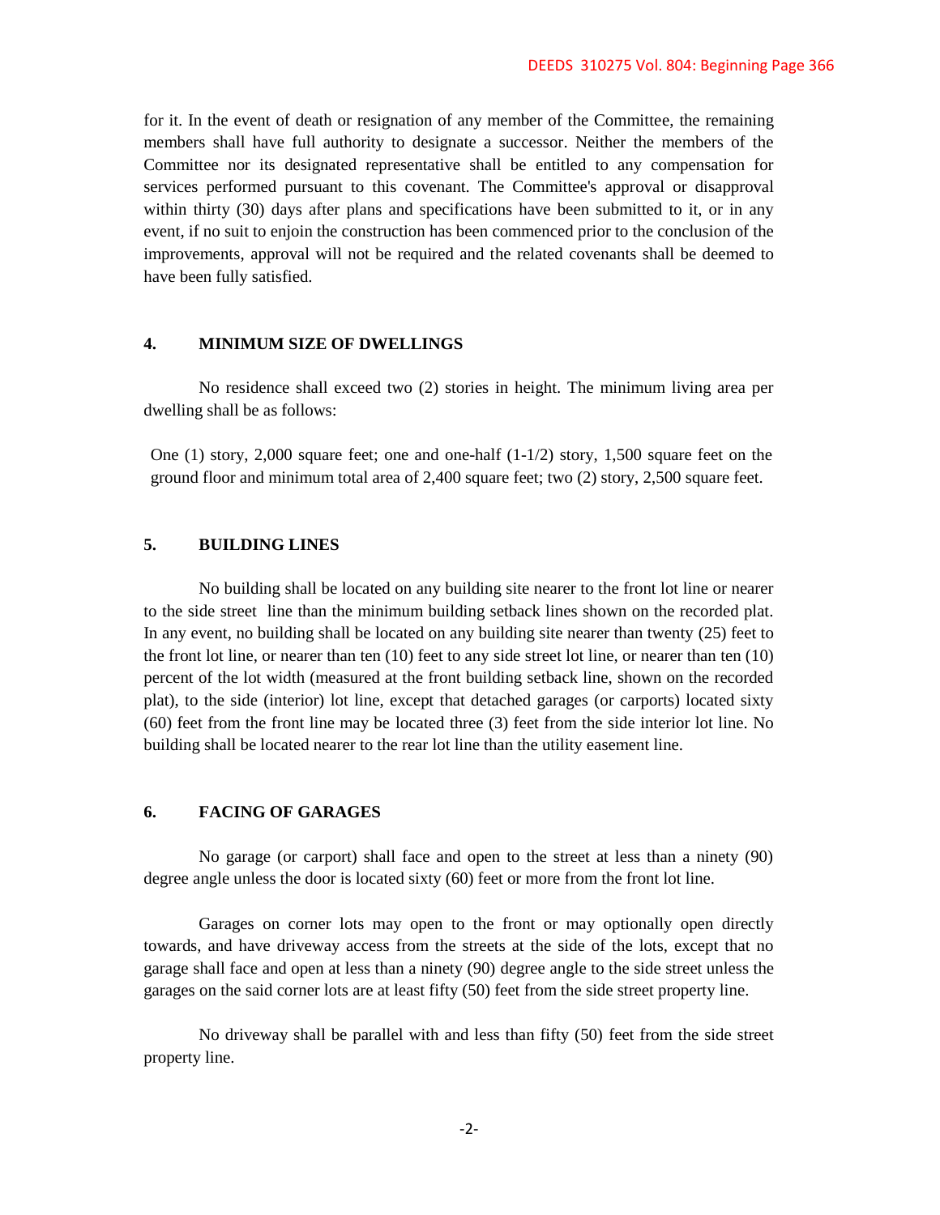for it. In the event of death or resignation of any member of the Committee, the remaining members shall have full authority to designate a successor. Neither the members of the Committee nor its designated representative shall be entitled to any compensation for services performed pursuant to this covenant. The Committee's approval or disapproval within thirty (30) days after plans and specifications have been submitted to it, or in any event, if no suit to enjoin the construction has been commenced prior to the conclusion of the improvements, approval will not be required and the related covenants shall be deemed to have been fully satisfied.

## 4. MINIMUM SIZE OF DWELLINGS

No residence shall exceed two (2) stories in height. The minimum living area per dwelling shall be as follows:

One (1) story, 2,000 square feet; one and one-half (1-1/2) story, 1,500 square feet on the ground floor and minimum total area of 2,400 square feet; two (2) story, 2,500 square feet.

## 5. BUILDING LINES

No building shall be located on any building site nearer to the front lot line or nearer to the side street line than the minimum building setback lines shown on the recorded plat. In any event, no building shall be located on any building site nearer than twenty (25) feet to the front lot line, or nearer than ten (10) feet to any side street lot line, or nearer than ten (10) percent of the lot width (measured at the front building setback line, shown on the recorded plat), to the side (interior) lot line, except that detached garages (or carports) located sixty (60) feet from the front line may be located three (3) feet from the side interior lot line. No building shall be located nearer to the rear lot line than the utility easement line.

## 6. FACING OF GARAGES

No garage (or carport) shall face and open to the street at less than a ninety (90) degree angle unless the door is located sixty (60) feet or more from the front lot line.

Garages on corner lots may open to the front or may optionally open directly towards, and have driveway access from the streets at the side of the lots, except that no garage shall face and open at less than a ninety (90) degree angle to the side street unless the garages on the said corner lots are at least fifty (50) feet from the side street property line.

No driveway shall be parallel with and less than fifty (50) feet from the side street property line.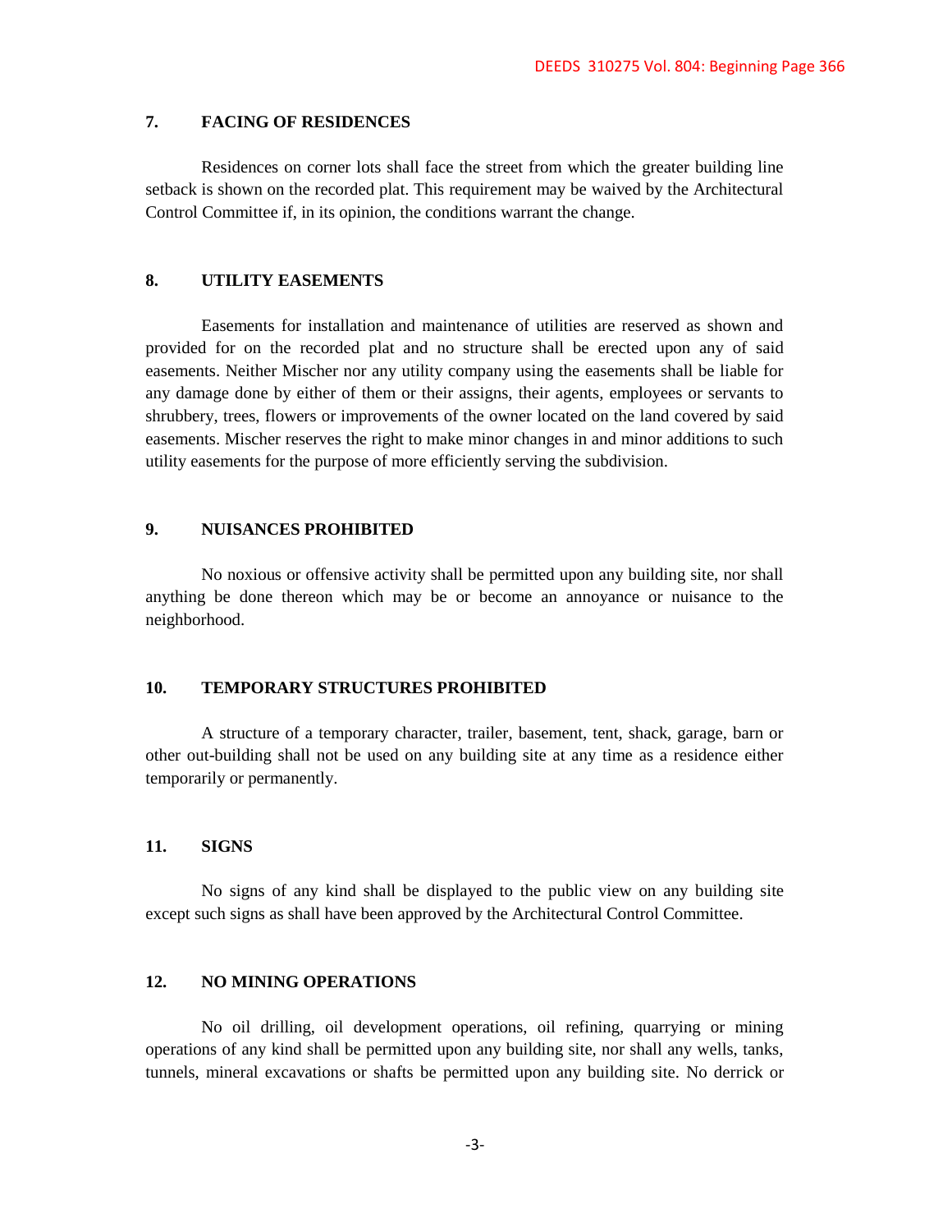## 7. FACING OF RESIDENCES

Residences on corner lots shall face the street from which the greater building line setback is shown on the recorded plat. This requirement may be waived by the Architectural Control Committee if, in its opinion, the conditions warrant the change.

## 8. UTILITY EASEMENTS

Easements for installation and maintenance of utilities are reserved as shown and provided for on the recorded plat and no structure shall be erected upon any of said easements. Neither Mischer nor any utility company using the easements shall be liable for any damage done by either of them or their assigns, their agents, employees or servants to shrubbery, trees, flowers or improvements of the owner located on the land covered by said easements. Mischer reserves the right to make minor changes in and minor additions to such utility easements for the purpose of more efficiently serving the subdivision.

## 9. NUISANCES PROHIBITED

No noxious or offensive activity shall be permitted upon any building site, nor shall anything be done thereon which may be or become an annoyance or nuisance to the neighborhood.

## 10. TEMPORARY STRUCTURES PROHIBITED

A structure of a temporary character, trailer, basement, tent, shack, garage, barn or other out-building shall not be used on any building site at any time as a residence either temporarily or permanently.

## 11. SIGNS

No signs of any kind shall be displayed to the public view on any building site except such signs as shall have been approved by the Architectural Control Committee.

## 12. NO MINING OPERATIONS

No oil drilling, oil development operations, oil refining, quarrying or mining operations of any kind shall be permitted upon any building site, nor shall any wells, tanks, tunnels, mineral excavations or shafts be permitted upon any building site. No derrick or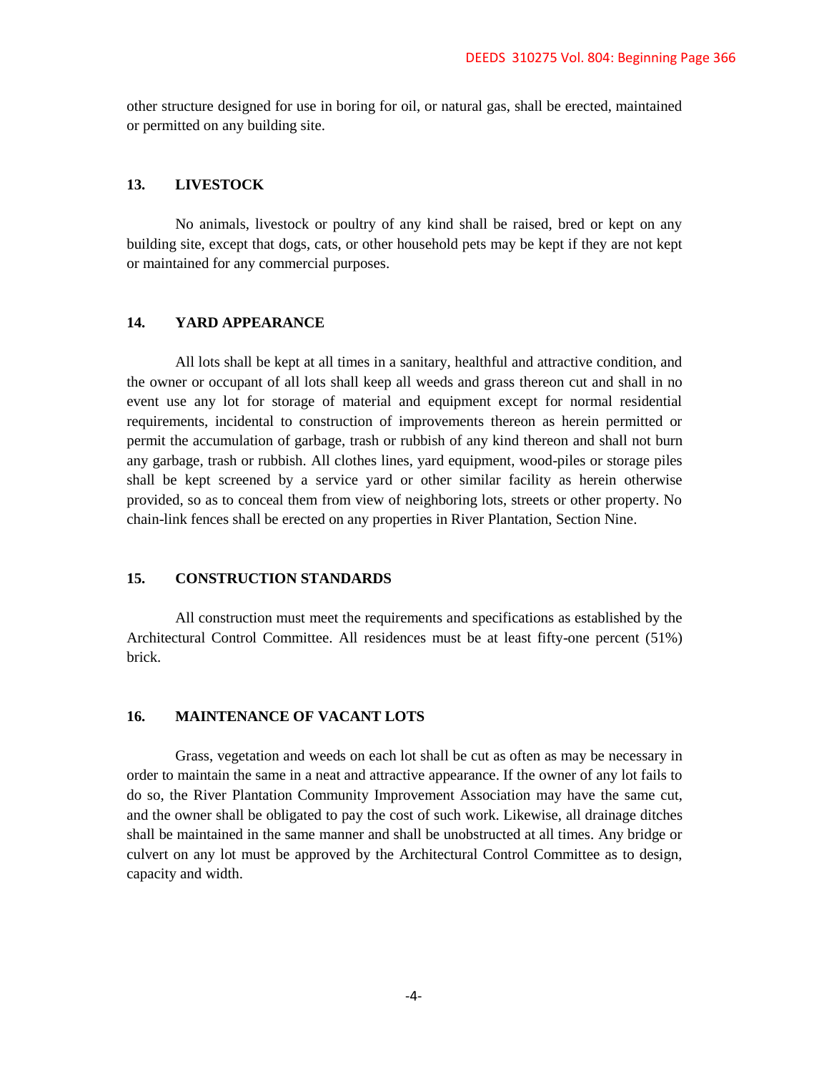other structure designed for use in boring for oil, or natural gas, shall be erected, maintained or permitted on any building site.

### 13. LIVESTOCK

No animals, livestock or poultry of any kind shall be raised, bred or kept on any building site, except that dogs, cats, or other household pets may be kept if they are not kept or maintained for any commercial purposes.

### 14. YARD APPEARANCE

All lots shall be kept at all times in a sanitary, healthful and attractive condition, and the owner or occupant of all lots shall keep all weeds and grass thereon cut and shall in no event use any lot for storage of material and equipment except for normal residential requirements, incidental to construction of improvements thereon as herein permitted or permit the accumulation of garbage, trash or rubbish of any kind thereon and shall not burn any garbage, trash or rubbish. All clothes lines, yard equipment, wood-piles or storage piles shall be kept screened by a service yard or other similar facility as herein otherwise provided, so as to conceal them from view of neighboring lots, streets or other property. No chain-link fences shall be erected on any properties in River Plantation, Section Nine.

### 15. CONSTRUCTION STANDARDS

All construction must meet the requirements and specifications as established by the Architectural Control Committee. All residences must be at least fifty-one percent (51%) brick.

### 16. MAINTENANCE OF VACANT LOTS

Grass, vegetation and weeds on each lot shall be cut as often as may be necessary in order to maintain the same in a neat and attractive appearance. If the owner of any lot fails to do so, the River Plantation Community Improvement Association may have the same cut, and the owner shall be obligated to pay the cost of such work. Likewise, all drainage ditches shall be maintained in the same manner and shall be unobstructed at all times. Any bridge or culvert on any lot must be approved by the Architectural Control Committee as to design, capacity and width.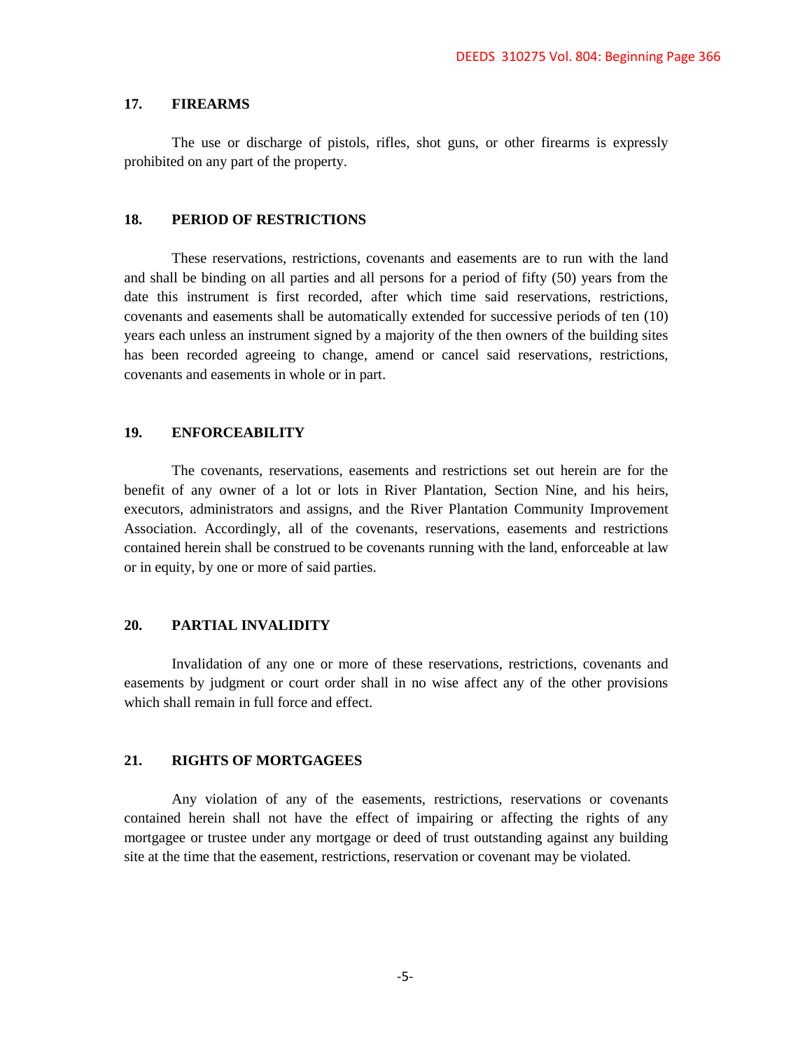## 17. FIREARMS

The use or discharge of pistols, rifles, shot guns, or other firearms is expressly prohibited on any part of the property.

## 18. PERIOD OF RESTRICTIONS

These reservations, restrictions, covenants and easements are to run with the land and shall be binding on all parties and all persons for a period of fifty (50) years from the date this instrument is first recorded, after which time said reservations, restrictions, covenants and easements shall be automatically extended for successive periods of ten (10) years each unless an instrument signed by a majority of the then owners of the building sites has been recorded agreeing to change, amend or cancel said reservations, restrictions, covenants and easements in whole or in part.

## 19. ENFORCEABILITY

The covenants, reservations, easements and restrictions set out herein are for the benefit of any owner of a lot or lots in River Plantation, Section Nine, and his heirs, executors, administrators and assigns, and the River Plantation Community Improvement Association. Accordingly, all of the covenants, reservations, easements and restrictions contained herein shall be construed to be covenants running with the land, enforceable at law or in equity, by one or more of said parties.

## 20. PARTIAL INVALIDITY

Invalidation of any one or more of these reservations, restrictions, covenants and easements by judgment or court order shall in no wise affect any of the other provisions which shall remain in full force and effect.

## 21. RIGHTS OF MORTGAGEES

Any violation of any of the easements, restrictions, reservations or covenants contained herein shall not have the effect of impairing or affecting the rights of any mortgagee or trustee under any mortgage or deed of trust outstanding against any building site at the time that the easement, restrictions, reservation or covenant may be violated.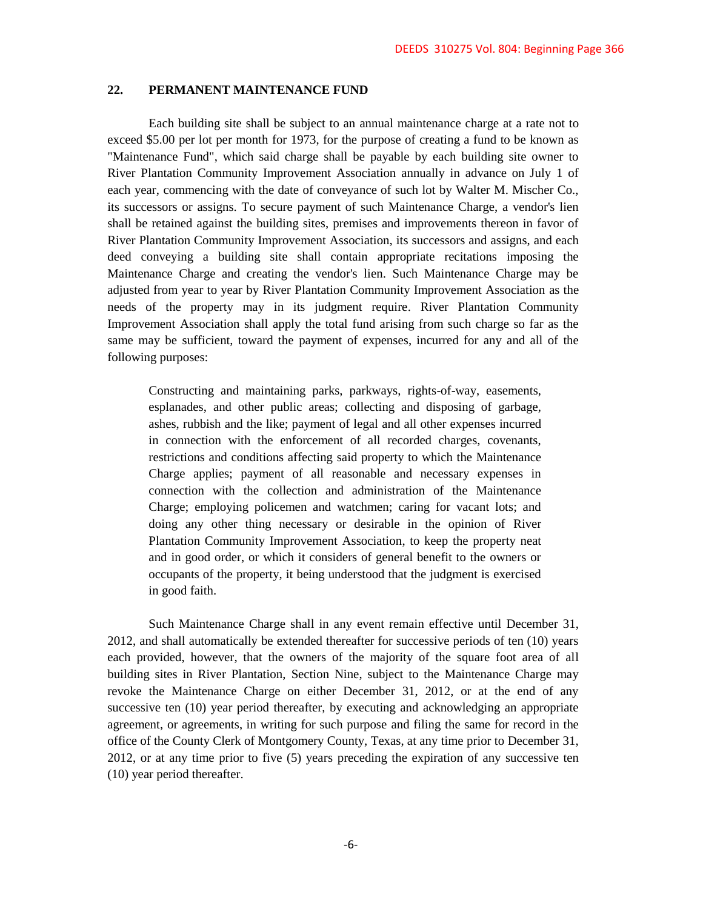## 22. PERMANENT MAINTENANCE FUND

Each building site shall be subject to an annual maintenance charge at a rate not to exceed $5.00 per lot per month for 1973, for the purpose of creating a fund to be known as "Maintenance Fund", which said charge shall be payable by each building site owner to River Plantation Community Improvement Association annually in advance on July 1 of each year, commencing with the date of conveyance of such lot by Walter M. Mischer Co., its successors or assigns. To secure payment of such Maintenance Charge, a vendor's lien shall be retained against the building sites, premises and improvements thereon in favor of River Plantation Community Improvement Association, its successors and assigns, and each deed conveying a building site shall contain appropriate recitations imposing the Maintenance Charge and creating the vendor's lien. Such Maintenance Charge may be adjusted from year to year by River Plantation Community Improvement Association as the needs of the property may in its judgment require. River Plantation Community Improvement Association shall apply the total fund arising from such charge so far as the same may be sufficient, toward the payment of expenses, incurred for any and all of the following purposes:

> Constructing and maintaining parks, parkways, rights-of-way, easements, esplanades, and other public areas; collecting and disposing of garbage, ashes, rubbish and the like; payment of legal and all other expenses incurred in connection with the enforcement of all recorded charges, covenants, restrictions and conditions affecting said property to which the Maintenance Charge applies; payment of all reasonable and necessary expenses in connection with the collection and administration of the Maintenance Charge; employing policemen and watchmen; caring for vacant lots; and doing any other thing necessary or desirable in the opinion of River Plantation Community Improvement Association, to keep the property neat and in good order, or which it considers of general benefit to the owners or occupants of the property, it being understood that the judgment is exercised in good faith.

Such Maintenance Charge shall in any event remain effective until December 31, 2012, and shall automatically be extended thereafter for successive periods of ten (10) years each provided, however, that the owners of the majority of the square foot area of all building sites in River Plantation, Section Nine, subject to the Maintenance Charge may revoke the Maintenance Charge on either December 31, 2012, or at the end of any successive ten (10) year period thereafter, by executing and acknowledging an appropriate agreement, or agreements, in writing for such purpose and filing the same for record in the office of the County Clerk of Montgomery County, Texas, at any time prior to December 31, 2012, or at any time prior to five (5) years preceding the expiration of any successive ten (10) year period thereafter.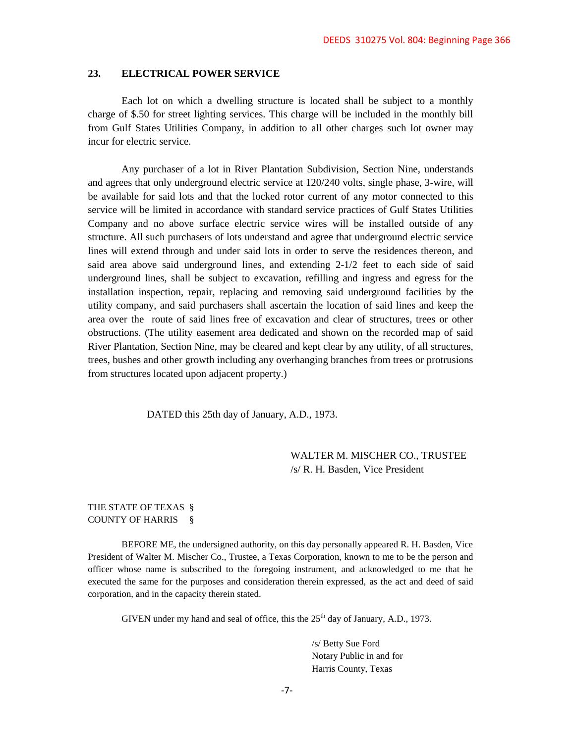## 23. ELECTRICAL POWER SERVICE

Each lot on which a dwelling structure is located shall be subject to a monthly charge of $.50 for street lighting services. This charge will be included in the monthly bill from Gulf States Utilities Company, in addition to all other charges such lot owner may incur for electric service.

Any purchaser of a lot in River Plantation Subdivision, Section Nine, understands and agrees that only underground electric service at 120/240 volts, single phase, 3-wire, will be available for said lots and that the locked rotor current of any motor connected to this service will be limited in accordance with standard service practices of Gulf States Utilities Company and no above surface electric service wires will be installed outside of any structure. All such purchasers of lots understand and agree that underground electric service lines will extend through and under said lots in order to serve the residences thereon, and said area above said underground lines, and extending 2-1/2 feet to each side of said underground lines, shall be subject to excavation, refilling and ingress and egress for the installation inspection, repair, replacing and removing said underground facilities by the utility company, and said purchasers shall ascertain the location of said lines and keep the area over the route of said lines free of excavation and clear of structures, trees or other obstructions. (The utility easement area dedicated and shown on the recorded map of said River Plantation, Section Nine, may be cleared and kept clear by any utility, of all structures, trees, bushes and other growth including any overhanging branches from trees or protrusions from structures located upon adjacent property.)

DATED this 25th day of January, A.D., 1973.

WALTER M. MISCHER CO., TRUSTEE
/s/ R. H. Basden, Vice President

THE STATE OF TEXAS §
COUNTY OF HARRIS §

BEFORE ME, the undersigned authority, on this day personally appeared R. H. Basden, Vice President of Walter M. Mischer Co., Trustee, a Texas Corporation, known to me to be the person and officer whose name is subscribed to the foregoing instrument, and acknowledged to me that he executed the same for the purposes and consideration therein expressed, as the act and deed of said corporation, and in the capacity therein stated.

GIVEN under my hand and seal of office, this the 25th day of January, A.D., 1973.

/s/ Betty Sue Ford
Notary Public in and for
Harris County, Texas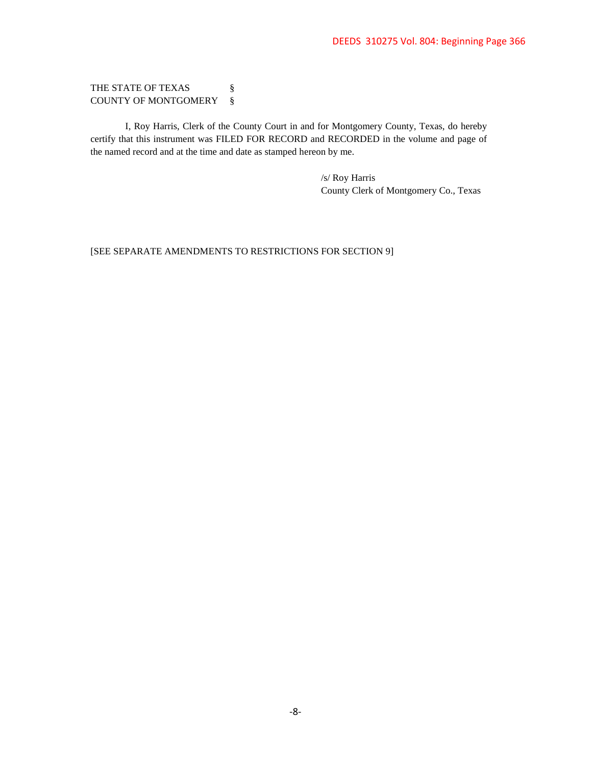DEEDS 310275 Vol. 804: Beginning Page 366

THE STATE OF TEXAS §
COUNTY OF MONTGOMERY §

I, Roy Harris, Clerk of the County Court in and for Montgomery County, Texas, do hereby certify that this instrument was FILED FOR RECORD and RECORDED in the volume and page of the named record and at the time and date as stamped hereon by me.

/s/ Roy Harris
County Clerk of Montgomery Co., Texas

[SEE SEPARATE AMENDMENTS TO RESTRICTIONS FOR SECTION 9]